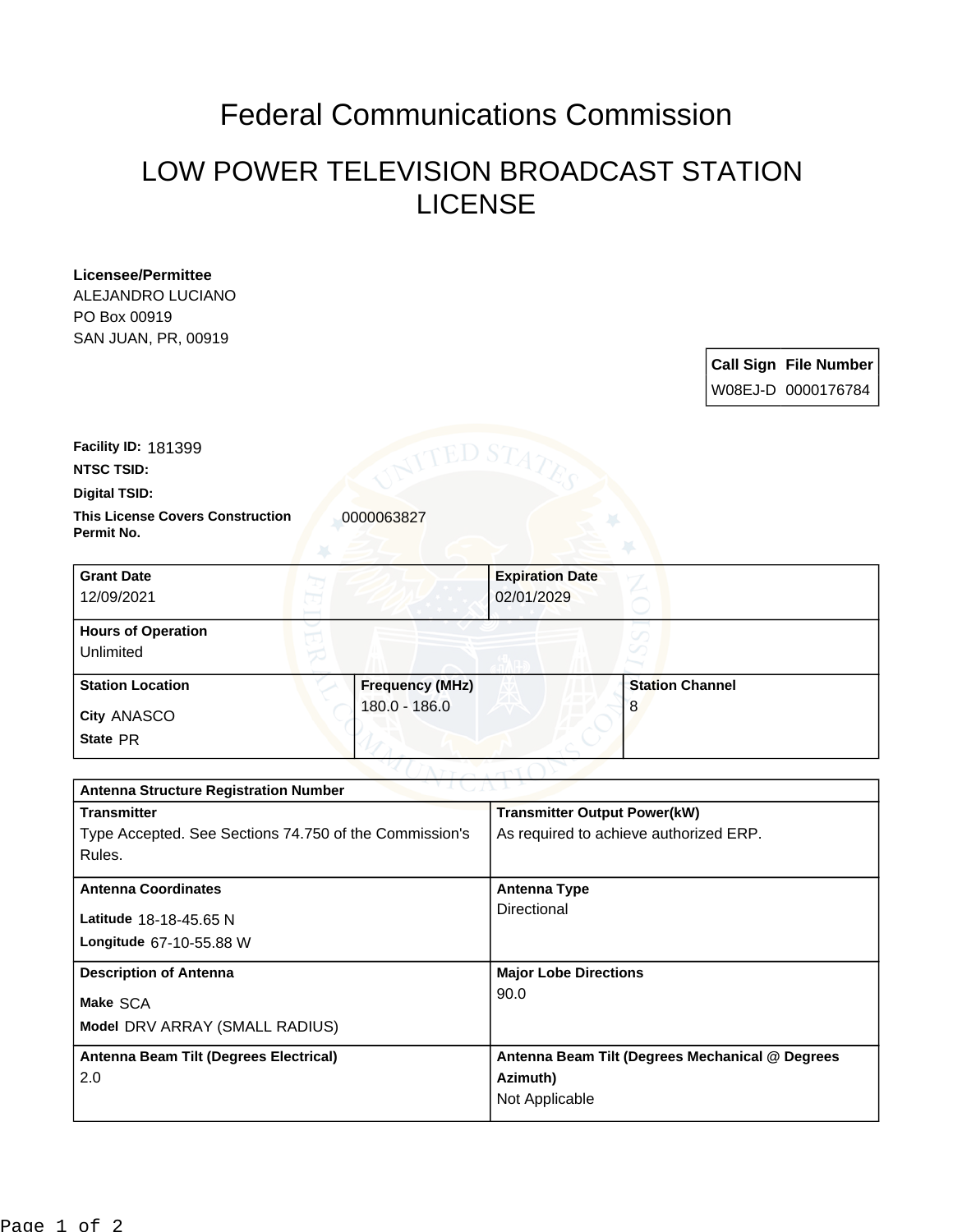# Federal Communications Commission

## LOW POWER TELEVISION BROADCAST STATION LICENSE

**Licensee/Permittee**
ALEJANDRO LUCIANO
PO Box 00919
SAN JUAN, PR, 00919

| Call Sign | File Number |
|---|---|
| W08EJ-D | 0000176784 |

**Facility ID:** 181399

**NTSC TSID:**

**Digital TSID:**

**This License Covers Construction Permit No.** 0000063827

| Grant Date | Expiration Date |
|---|---|
| 12/09/2021 | 02/01/2029 |

| Hours of Operation |
|---|
| Unlimited |

| Station Location | Frequency (MHz) | Station Channel |
|---|---|---|
| City ANASCO<br>State PR | 180.0 - 186.0 | 8 |

| Antenna Structure Registration Number | |
|---|---|
| **Transmitter**<br>Type Accepted. See Sections 74.750 of the Commission's Rules. | **Transmitter Output Power(kW)**<br>As required to achieve authorized ERP. |
| **Antenna Coordinates**<br>Latitude 18-18-45.65 N<br>Longitude 67-10-55.88 W | **Antenna Type**<br>Directional |
| **Description of Antenna**<br>Make SCA<br>Model DRV ARRAY (SMALL RADIUS) | **Major Lobe Directions**<br>90.0 |
| **Antenna Beam Tilt (Degrees Electrical)**<br>2.0 | **Antenna Beam Tilt (Degrees Mechanical @ Degrees Azimuth)**<br>Not Applicable |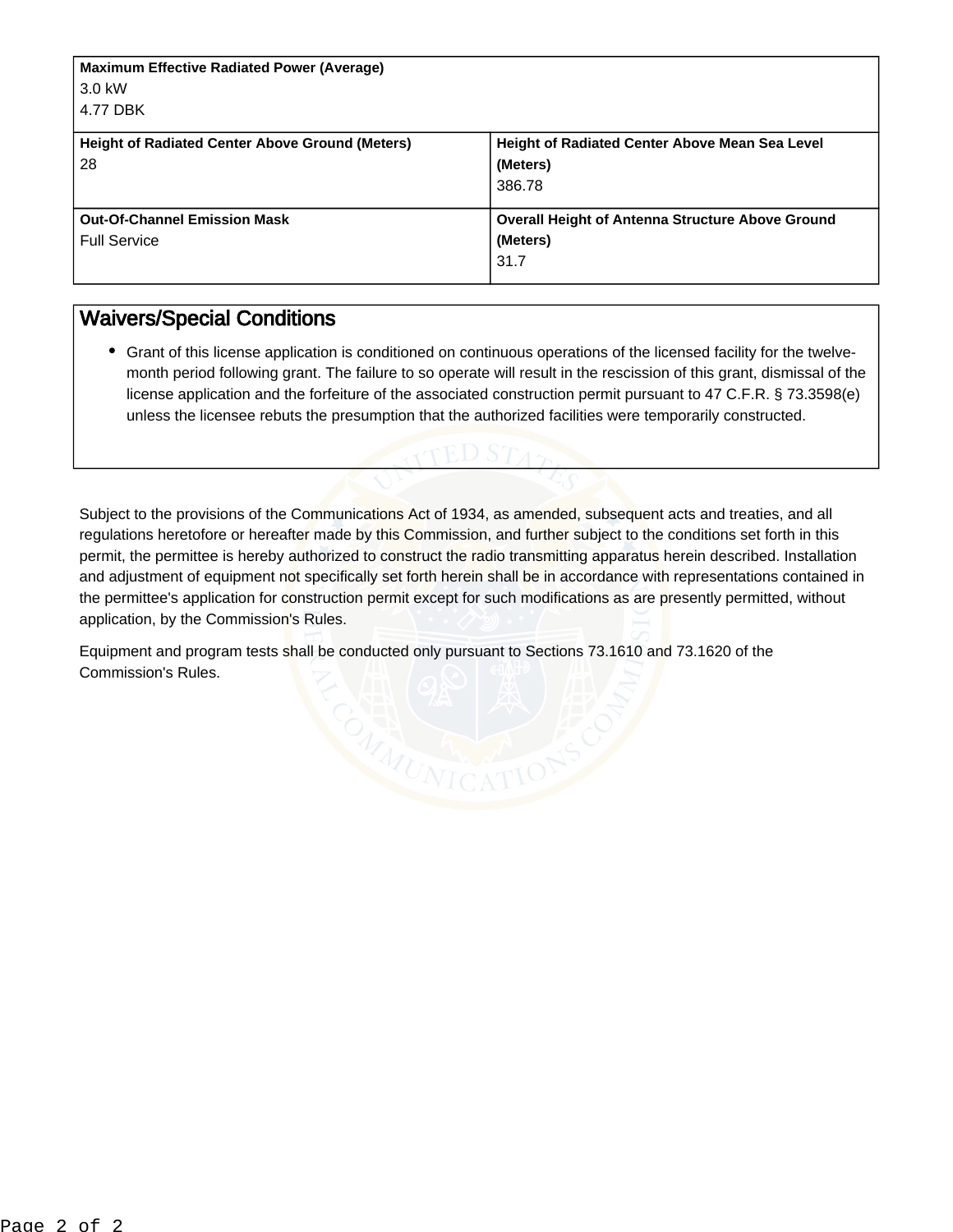| | |
|---|---|
| **Maximum Effective Radiated Power (Average)**<br>3.0 kW<br>4.77 DBK | |
| **Height of Radiated Center Above Ground (Meters)**<br>28 | **Height of Radiated Center Above Mean Sea Level (Meters)**<br>386.78 |
| **Out-Of-Channel Emission Mask**<br>Full Service | **Overall Height of Antenna Structure Above Ground (Meters)**<br>31.7 |

## Waivers/Special Conditions

- Grant of this license application is conditioned on continuous operations of the licensed facility for the twelve-month period following grant. The failure to so operate will result in the rescission of this grant, dismissal of the license application and the forfeiture of the associated construction permit pursuant to 47 C.F.R. § 73.3598(e) unless the licensee rebuts the presumption that the authorized facilities were temporarily constructed.

Subject to the provisions of the Communications Act of 1934, as amended, subsequent acts and treaties, and all regulations heretofore or hereafter made by this Commission, and further subject to the conditions set forth in this permit, the permittee is hereby authorized to construct the radio transmitting apparatus herein described. Installation and adjustment of equipment not specifically set forth herein shall be in accordance with representations contained in the permittee's application for construction permit except for such modifications as are presently permitted, without application, by the Commission's Rules.

Equipment and program tests shall be conducted only pursuant to Sections 73.1610 and 73.1620 of the Commission's Rules.